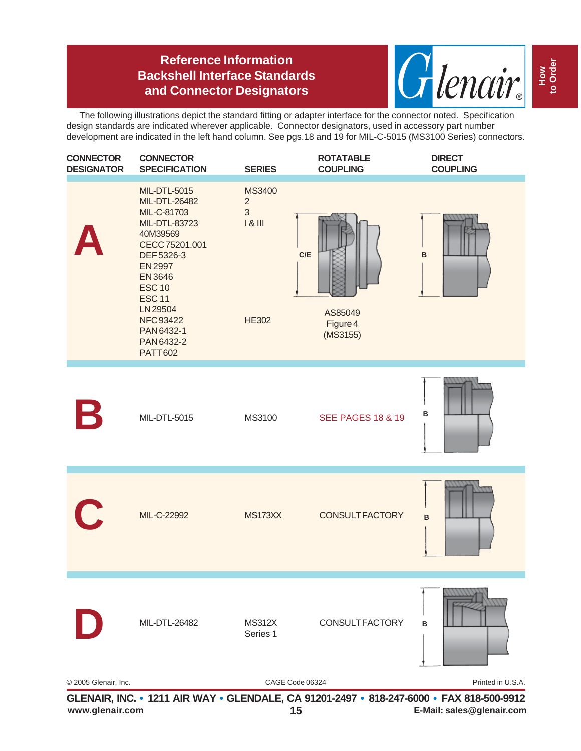# Reference Information Backshell Interface Standards and Connector Designators

How to Order

The following illustrations depict the standard fitting or adapter interface for the connector noted. Specification design standards are indicated wherever applicable. Connector designators, used in accessory part number development are indicated in the left hand column. See pgs.18 and 19 for MIL-C-5015 (MS3100 Series) connectors.

| CONNECTOR DESIGNATOR | CONNECTOR SPECIFICATION | SERIES | ROTATABLE COUPLING | DIRECT COUPLING |
|---|---|---|---|---|
| A | MIL-DTL-5015<br>MIL-DTL-26482<br>MIL-C-81703<br>MIL-DTL-83723<br>40M39569<br>CECC 75201.001<br>DEF 5326-3<br>EN 2997<br>EN 3646<br>ESC 10<br>ESC 11<br>LN 29504<br>NFC 93422<br>PAN 6432-1<br>PAN 6432-2<br>PATT 602 | MS3400<br>2<br>3<br>I & III<br>HE302 | C/E<br>AS85049 Figure 4 (MS3155) | B |
| B | MIL-DTL-5015 | MS3100 | SEE PAGES 18 & 19 | B |
| C | MIL-C-22992 | MS173XX | CONSULT FACTORY | B |
| D | MIL-DTL-26482 | MS312X Series 1 | CONSULT FACTORY | B |

© 2005 Glenair, Inc. CAGE Code 06324 Printed in U.S.A.

GLENAIR, INC. • 1211 AIR WAY • GLENDALE, CA 91201-2497 • 818-247-6000 • FAX 818-500-9912
www.glenair.com E-Mail: sales@glenair.com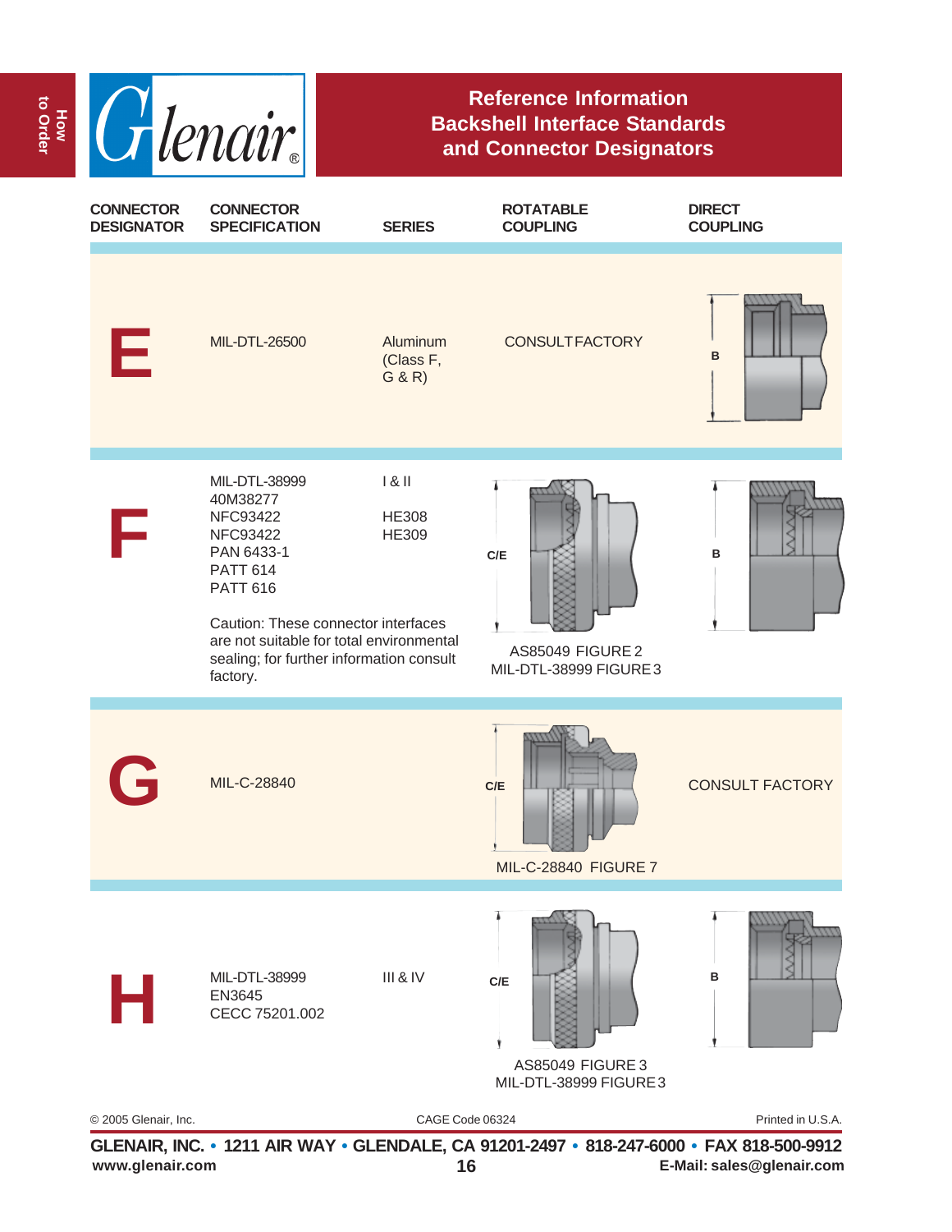# Reference Information Backshell Interface Standards and Connector Designators

| CONNECTOR DESIGNATOR | CONNECTOR SPECIFICATION | SERIES | ROTATABLE COUPLING | DIRECT COUPLING |
|---|---|---|---|---|
| **E** | MIL-DTL-26500 | Aluminum (Class F, G & R) | CONSULT FACTORY | B |
| **F** | MIL-DTL-38999<br>40M38277<br>NFC93422<br>NFC93422<br>PAN 6433-1<br>PATT 614<br>PATT 616<br><br>Caution: These connector interfaces are not suitable for total environmental sealing; for further information consult factory. | I & II<br><br>HE308<br>HE309 | C/E<br>AS85049 FIGURE 2<br>MIL-DTL-38999 FIGURE 3 | B |
| **G** | MIL-C-28840 | | C/E<br>MIL-C-28840 FIGURE 7 | CONSULT FACTORY |
| **H** | MIL-DTL-38999<br>EN3645<br>CECC 75201.002 | III & IV | C/E<br>AS85049 FIGURE 3<br>MIL-DTL-38999 FIGURE 3 | B |

© 2005 Glenair, Inc. CAGE Code 06324 Printed in U.S.A.

**GLENAIR, INC. • 1211 AIR WAY • GLENDALE, CA 91201-2497 • 818-247-6000 • FAX 818-500-9912**

**www.glenair.com** **E-Mail: sales@glenair.com**